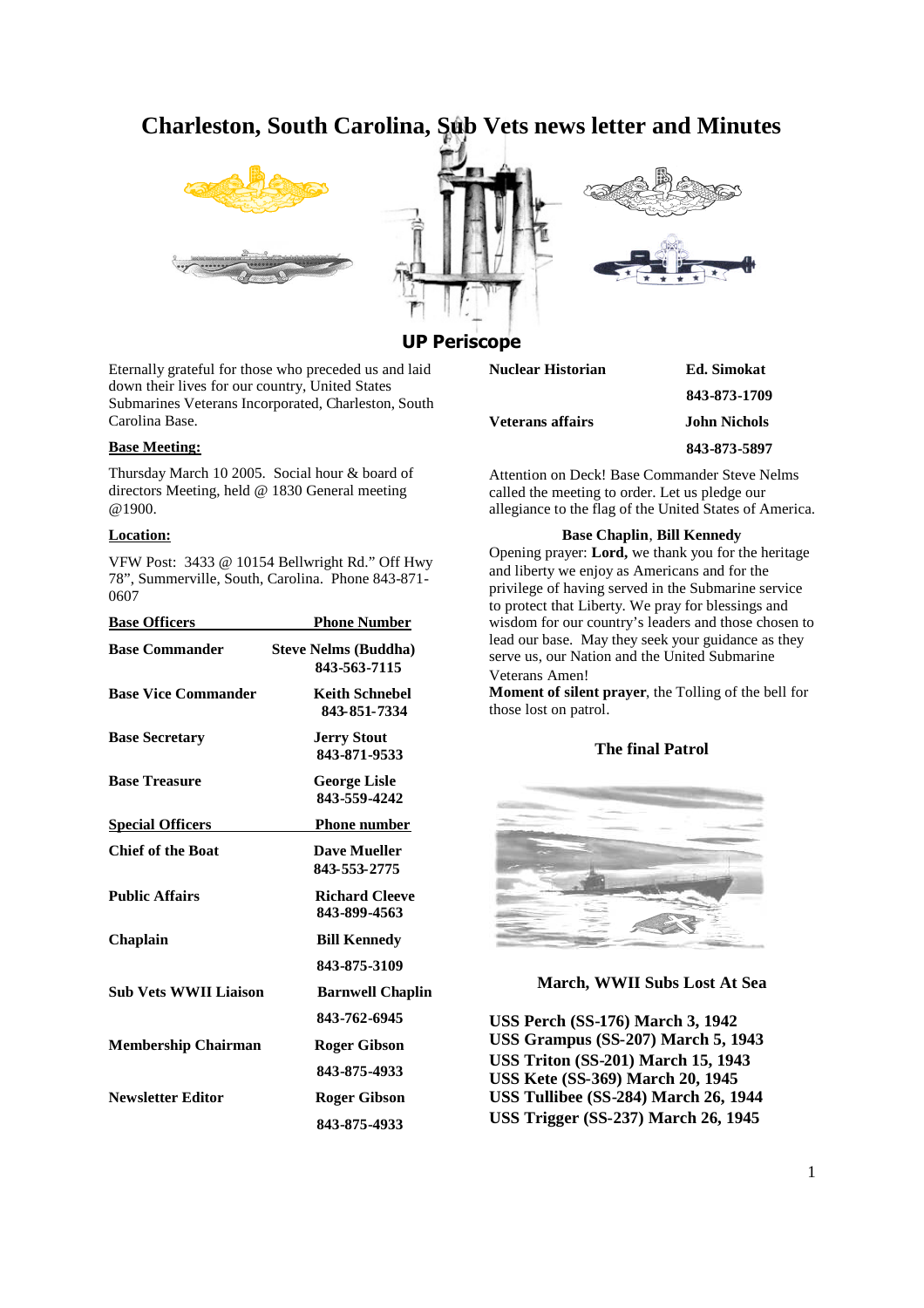# Charleston, South Carolina, Sub Vets news letter and Minutes

**UP Periscope**

Eternally grateful for those who preceded us and laid down their lives for our country, United States Submarines Veterans Incorporated, Charleston, South Carolina Base.

**Base Meeting:**

Thursday March 10 2005. Social hour & board of directors Meeting, held @ 1830 General meeting @1900.

**Location:**

VFW Post: 3433 @ 10154 Bellwright Rd." Off Hwy 78", Summerville, South, Carolina. Phone 843-871-0607

| Base Officers | Phone Number |
|---|---|
| **Base Commander** | **Steve Nelms (Buddha) 843-563-7115** |
| **Base Vice Commander** | **Keith Schnebel 843-851-7334** |
| **Base Secretary** | **Jerry Stout 843-871-9533** |
| **Base Treasure** | **George Lisle 843-559-4242** |
| **Special Officers** | **Phone number** |
| **Chief of the Boat** | **Dave Mueller 843-553-2775** |
| **Public Affairs** | **Richard Cleeve 843-899-4563** |
| **Chaplain** | **Bill Kennedy 843-875-3109** |
| **Sub Vets WWII Liaison** | **Barnwell Chaplin 843-762-6945** |
| **Membership Chairman** | **Roger Gibson 843-875-4933** |
| **Newsletter Editor** | **Roger Gibson 843-875-4933** |
| **Nuclear Historian** | **Ed. Simokat 843-873-1709** |
| **Veterans affairs** | **John Nichols 843-873-5897** |

Attention on Deck! Base Commander Steve Nelms called the meeting to order. Let us pledge our allegiance to the flag of the United States of America.

**Base Chaplin**, **Bill Kennedy**

Opening prayer: **Lord,** we thank you for the heritage and liberty we enjoy as Americans and for the privilege of having served in the Submarine service to protect that Liberty. We pray for blessings and wisdom for our country's leaders and those chosen to lead our base. May they seek your guidance as they serve us, our Nation and the United Submarine Veterans Amen!

**Moment of silent prayer**, the Tolling of the bell for those lost on patrol.

**The final Patrol**

**March, WWII Subs Lost At Sea**

**USS Perch (SS-176) March 3, 1942**
**USS Grampus (SS-207) March 5, 1943**
**USS Triton (SS-201) March 15, 1943**
**USS Kete (SS-369) March 20, 1945**
**USS Tullibee (SS-284) March 26, 1944**
**USS Trigger (SS-237) March 26, 1945**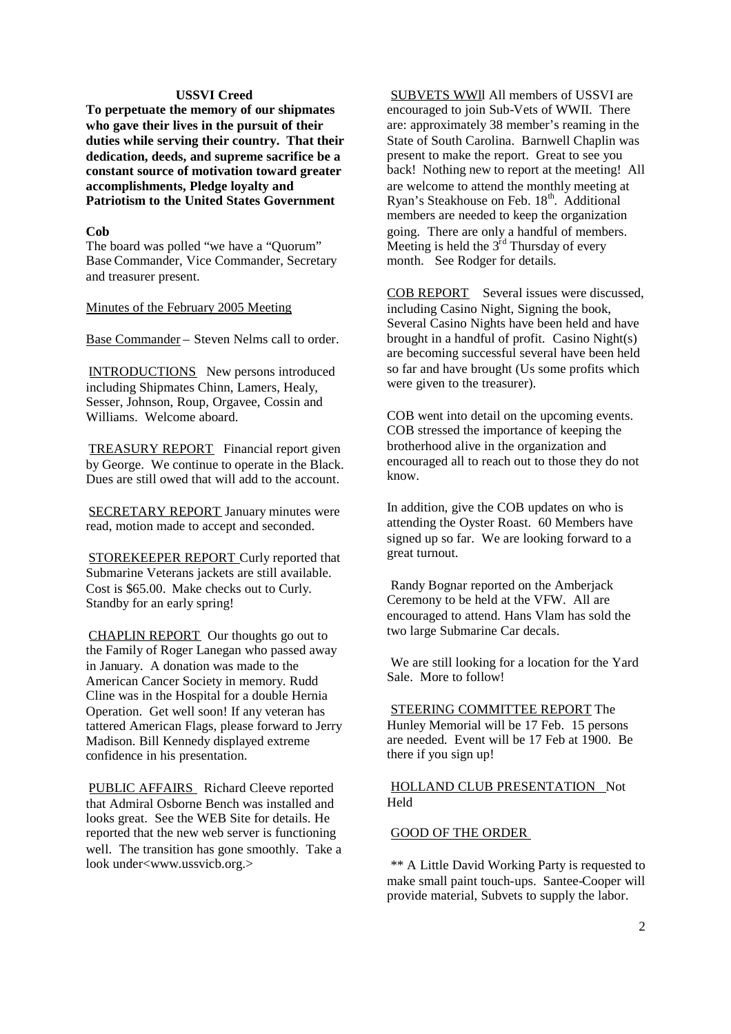**USSVI Creed**

**To perpetuate the memory of our shipmates who gave their lives in the pursuit of their duties while serving their country. That their dedication, deeds, and supreme sacrifice be a constant source of motivation toward greater accomplishments, Pledge loyalty and Patriotism to the United States Government**

**Cob**

The board was polled "we have a "Quorum" Base Commander, Vice Commander, Secretary and treasurer present.

Minutes of the February 2005 Meeting

Base Commander – Steven Nelms call to order.

INTRODUCTIONS New persons introduced including Shipmates Chinn, Lamers, Healy, Sesser, Johnson, Roup, Orgavee, Cossin and Williams. Welcome aboard.

TREASURY REPORT Financial report given by George. We continue to operate in the Black. Dues are still owed that will add to the account.

SECRETARY REPORT January minutes were read, motion made to accept and seconded.

STOREKEEPER REPORT Curly reported that Submarine Veterans jackets are still available. Cost is $65.00. Make checks out to Curly. Standby for an early spring!

CHAPLIN REPORT Our thoughts go out to the Family of Roger Lanegan who passed away in January. A donation was made to the American Cancer Society in memory. Rudd Cline was in the Hospital for a double Hernia Operation. Get well soon! If any veteran has tattered American Flags, please forward to Jerry Madison. Bill Kennedy displayed extreme confidence in his presentation.

PUBLIC AFFAIRS Richard Cleeve reported that Admiral Osborne Bench was installed and looks great. See the WEB Site for details. He reported that the new web server is functioning well. The transition has gone smoothly. Take a look under<www.ussvicb.org.>

SUBVETS WWII All members of USSVI are encouraged to join Sub-Vets of WWII. There are: approximately 38 member's reaming in the State of South Carolina. Barnwell Chaplin was present to make the report. Great to see you back! Nothing new to report at the meeting! All are welcome to attend the monthly meeting at Ryan's Steakhouse on Feb. 18th. Additional members are needed to keep the organization going. There are only a handful of members. Meeting is held the 3rd Thursday of every month. See Rodger for details.

COB REPORT Several issues were discussed, including Casino Night, Signing the book, Several Casino Nights have been held and have brought in a handful of profit. Casino Night(s) are becoming successful several have been held so far and have brought (Us some profits which were given to the treasurer).

COB went into detail on the upcoming events. COB stressed the importance of keeping the brotherhood alive in the organization and encouraged all to reach out to those they do not know.

In addition, give the COB updates on who is attending the Oyster Roast. 60 Members have signed up so far. We are looking forward to a great turnout.

Randy Bognar reported on the Amberjack Ceremony to be held at the VFW. All are encouraged to attend. Hans Vlam has sold the two large Submarine Car decals.

We are still looking for a location for the Yard Sale. More to follow!

STEERING COMMITTEE REPORT The Hunley Memorial will be 17 Feb. 15 persons are needed. Event will be 17 Feb at 1900. Be there if you sign up!

HOLLAND CLUB PRESENTATION Not Held

GOOD OF THE ORDER

** A Little David Working Party is requested to make small paint touch-ups. Santee-Cooper will provide material, Subvets to supply the labor.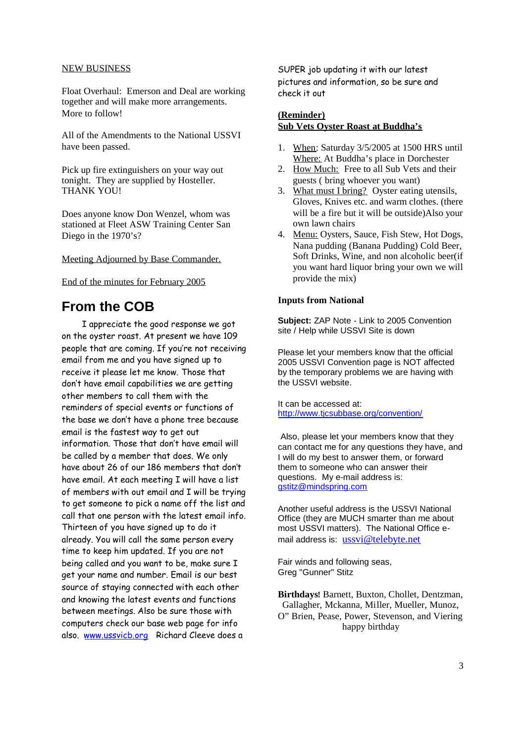NEW BUSINESS

Float Overhaul: Emerson and Deal are working together and will make more arrangements. More to follow!

All of the Amendments to the National USSVI have been passed.

Pick up fire extinguishers on your way out tonight. They are supplied by Hosteller. THANK YOU!

Does anyone know Don Wenzel, whom was stationed at Fleet ASW Training Center San Diego in the 1970's?

Meeting Adjourned by Base Commander.

End of the minutes for February 2005

## From the COB

I appreciate the good response we got on the oyster roast. At present we have 109 people that are coming. If you're not receiving email from me and you have signed up to receive it please let me know. Those that don't have email capabilities we are getting other members to call them with the reminders of special events or functions of the base we don't have a phone tree because email is the fastest way to get out information. Those that don't have email will be called by a member that does. We only have about 26 of our 186 members that don't have email. At each meeting I will have a list of members with out email and I will be trying to get someone to pick a name off the list and call that one person with the latest email info. Thirteen of you have signed up to do it already. You will call the same person every time to keep him updated. If you are not being called and you want to be, make sure I get your name and number. Email is our best source of staying connected with each other and knowing the latest events and functions between meetings. Also be sure those with computers check our base web page for info also. www.ussvicb.org Richard Cleeve does a SUPER job updating it with our latest pictures and information, so be sure and check it out

**(Reminder)**
**Sub Vets Oyster Roast at Buddha's**

1. When: Saturday 3/5/2005 at 1500 HRS until Where: At Buddha's place in Dorchester
2. How Much: Free to all Sub Vets and their guests ( bring whoever you want)
3. What must I bring? Oyster eating utensils, Gloves, Knives etc. and warm clothes. (there will be a fire but it will be outside)Also your own lawn chairs
4. Menu: Oysters, Sauce, Fish Stew, Hot Dogs, Nana pudding (Banana Pudding) Cold Beer, Soft Drinks, Wine, and non alcoholic beer(if you want hard liquor bring your own we will provide the mix)

**Inputs from National**

**Subject:** ZAP Note - Link to 2005 Convention site / Help while USSVI Site is down

Please let your members know that the official 2005 USSVI Convention page is NOT affected by the temporary problems we are having with the USSVI website.

It can be accessed at:
http://www.tjcsubbase.org/convention/

Also, please let your members know that they can contact me for any questions they have, and I will do my best to answer them, or forward them to someone who can answer their questions. My e-mail address is:
gstitz@mindspring.com

Another useful address is the USSVI National Office (they are MUCH smarter than me about most USSVI matters). The National Office e-mail address is: ussvi@telebyte.net

Fair winds and following seas,
Greg "Gunner" Stitz

**Birthdays!** Barnett, Buxton, Chollet, Dentzman, Gallagher, Mckanna, Miller, Mueller, Munoz, O" Brien, Pease, Power, Stevenson, and Viering happy birthday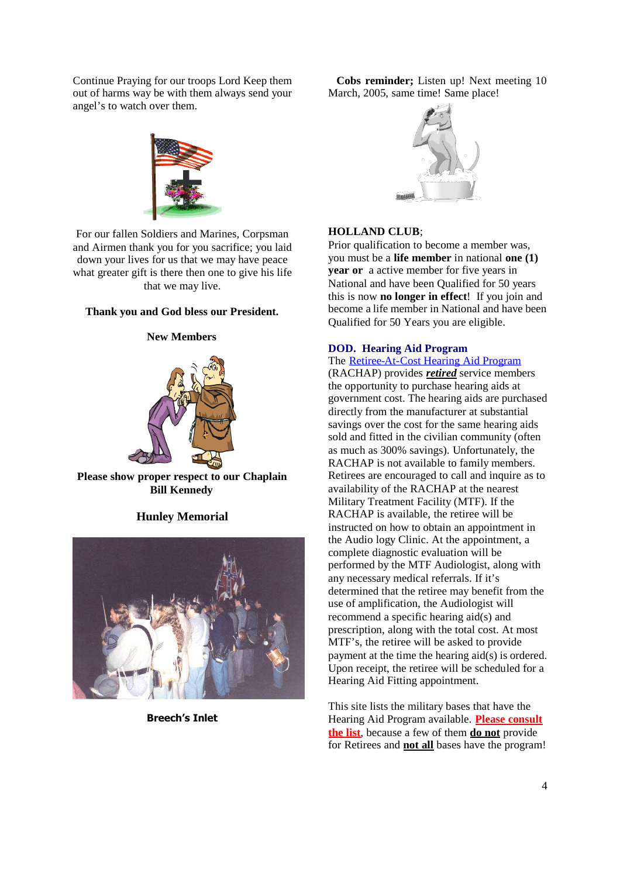Continue Praying for our troops Lord Keep them out of harms way be with them always send your angel's to watch over them.

For our fallen Soldiers and Marines, Corpsman and Airmen thank you for you sacrifice; you laid down your lives for us that we may have peace what greater gift is there then one to give his life that we may live.

**Thank you and God bless our President.**

**New Members**

**Please show proper respect to our Chaplain Bill Kennedy**

**Hunley Memorial**

**Breech's Inlet**

**Cobs reminder;** Listen up! Next meeting 10 March, 2005, same time! Same place!

**HOLLAND CLUB**;

Prior qualification to become a member was, you must be a **life member** in national **one (1) year or** a active member for five years in National and have been Qualified for 50 years this is now **no longer in effect**! If you join and become a life member in National and have been Qualified for 50 Years you are eligible.

**DOD. Hearing Aid Program**

The Retiree-At-Cost Hearing Aid Program (RACHAP) provides ***retired*** service members the opportunity to purchase hearing aids at government cost. The hearing aids are purchased directly from the manufacturer at substantial savings over the cost for the same hearing aids sold and fitted in the civilian community (often as much as 300% savings). Unfortunately, the RACHAP is not available to family members. Retirees are encouraged to call and inquire as to availability of the RACHAP at the nearest Military Treatment Facility (MTF). If the RACHAP is available, the retiree will be instructed on how to obtain an appointment in the Audio logy Clinic. At the appointment, a complete diagnostic evaluation will be performed by the MTF Audiologist, along with any necessary medical referrals. If it's determined that the retiree may benefit from the use of amplification, the Audiologist will recommend a specific hearing aid(s) and prescription, along with the total cost. At most MTF's, the retiree will be asked to provide payment at the time the hearing aid(s) is ordered. Upon receipt, the retiree will be scheduled for a Hearing Aid Fitting appointment.

This site lists the military bases that have the Hearing Aid Program available. **Please consult the list**, because a few of them **do not** provide for Retirees and **not all** bases have the program!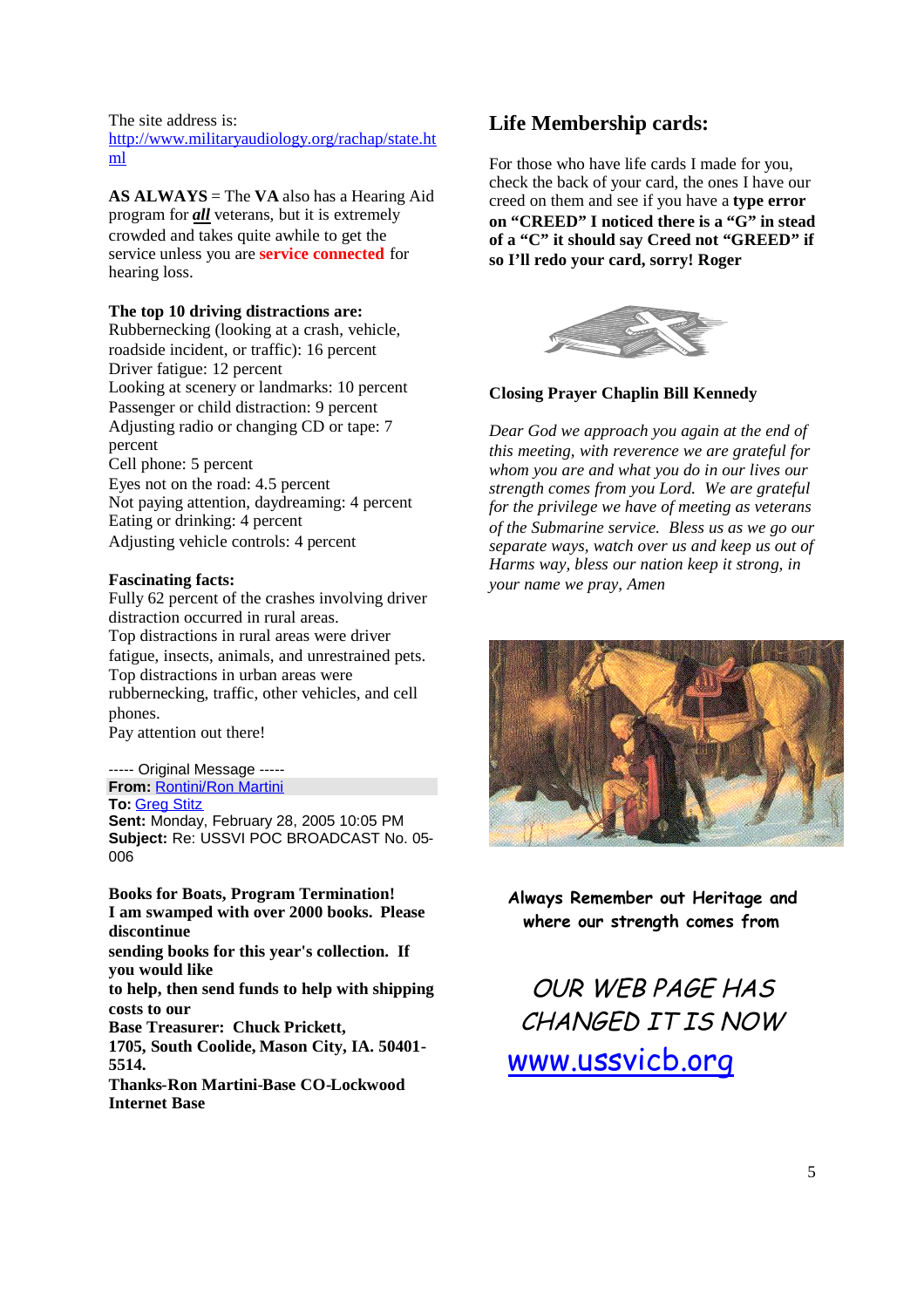The site address is:
[http://www.militaryaudiology.org/rachap/state.html](http://www.militaryaudiology.org/rachap/state.html)

**AS ALWAYS** = The **VA** also has a Hearing Aid program for ***all*** veterans, but it is extremely crowded and takes quite awhile to get the service unless you are **service connected** for hearing loss.

**The top 10 driving distractions are:**
Rubbernecking (looking at a crash, vehicle, roadside incident, or traffic): 16 percent
Driver fatigue: 12 percent
Looking at scenery or landmarks: 10 percent
Passenger or child distraction: 9 percent
Adjusting radio or changing CD or tape: 7 percent
Cell phone: 5 percent
Eyes not on the road: 4.5 percent
Not paying attention, daydreaming: 4 percent
Eating or drinking: 4 percent
Adjusting vehicle controls: 4 percent

**Fascinating facts:**
Fully 62 percent of the crashes involving driver distraction occurred in rural areas.
Top distractions in rural areas were driver fatigue, insects, animals, and unrestrained pets.
Top distractions in urban areas were rubbernecking, traffic, other vehicles, and cell phones.
Pay attention out there!

----- Original Message -----
**From:** Rontini/Ron Martini
**To:** Greg Stitz
**Sent:** Monday, February 28, 2005 10:05 PM
**Subject:** Re: USSVI POC BROADCAST No. 05-006

**Books for Boats, Program Termination!**
**I am swamped with over 2000 books. Please discontinue**
**sending books for this year's collection. If you would like**
**to help, then send funds to help with shipping costs to our**
**Base Treasurer: Chuck Prickett,**
**1705, South Coolide, Mason City, IA. 50401-5514.**
**Thanks-Ron Martini-Base CO-Lockwood Internet Base**

## Life Membership cards:

For those who have life cards I made for you, check the back of your card, the ones I have our creed on them and see if you have a **type error on "CREED" I noticed there is a "G" in stead of a "C" it should say Creed not "GREED" if so I'll redo your card, sorry! Roger**

**Closing Prayer Chaplin Bill Kennedy**

*Dear God we approach you again at the end of this meeting, with reverence we are grateful for whom you are and what you do in our lives our strength comes from you Lord. We are grateful for the privilege we have of meeting as veterans of the Submarine service. Bless us as we go our separate ways, watch over us and keep us out of Harms way, bless our nation keep it strong, in your name we pray, Amen*

**Always Remember out Heritage and where our strength comes from**

*OUR WEB PAGE HAS CHANGED IT IS NOW*
[www.ussvicb.org](http://www.ussvicb.org)